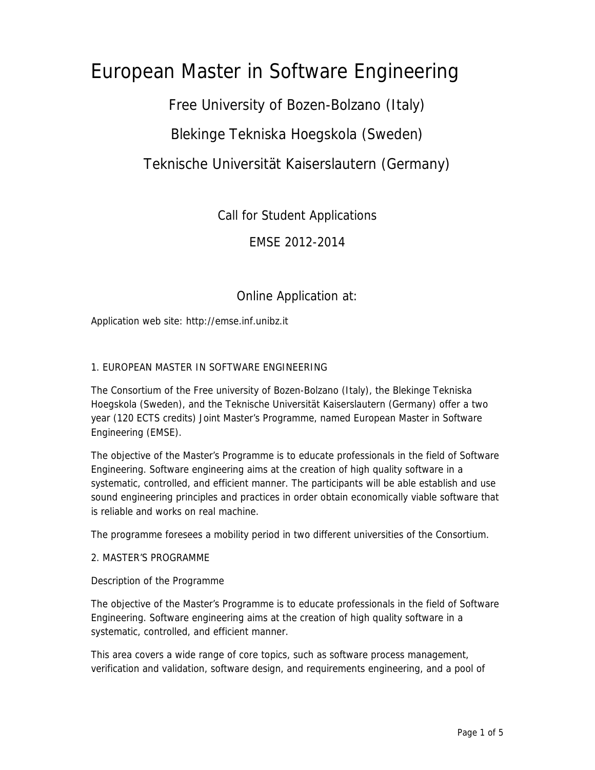# European Master in Software Engineering

Free University of Bozen-Bolzano (Italy)

Blekinge Tekniska Hoegskola (Sweden)

Teknische Universität Kaiserslautern (Germany)

Call for Student Applications

EMSE 2012-2014

Online Application at:

Application web site: http://emse.inf.unibz.it

## 1. EUROPEAN MASTER IN SOFTWARE ENGINEERING

The Consortium of the Free university of Bozen-Bolzano (Italy), the Blekinge Tekniska Hoegskola (Sweden), and the Teknische Universität Kaiserslautern (Germany) offer a two year (120 ECTS credits) Joint Master's Programme, named European Master in Software Engineering (EMSE).

The objective of the Master's Programme is to educate professionals in the field of Software Engineering. Software engineering aims at the creation of high quality software in a systematic, controlled, and efficient manner. The participants will be able establish and use sound engineering principles and practices in order obtain economically viable software that is reliable and works on real machine.

The programme foresees a mobility period in two different universities of the Consortium.

## 2. MASTER'S PROGRAMME

Description of the Programme

The objective of the Master's Programme is to educate professionals in the field of Software Engineering. Software engineering aims at the creation of high quality software in a systematic, controlled, and efficient manner.

This area covers a wide range of core topics, such as software process management, verification and validation, software design, and requirements engineering, and a pool of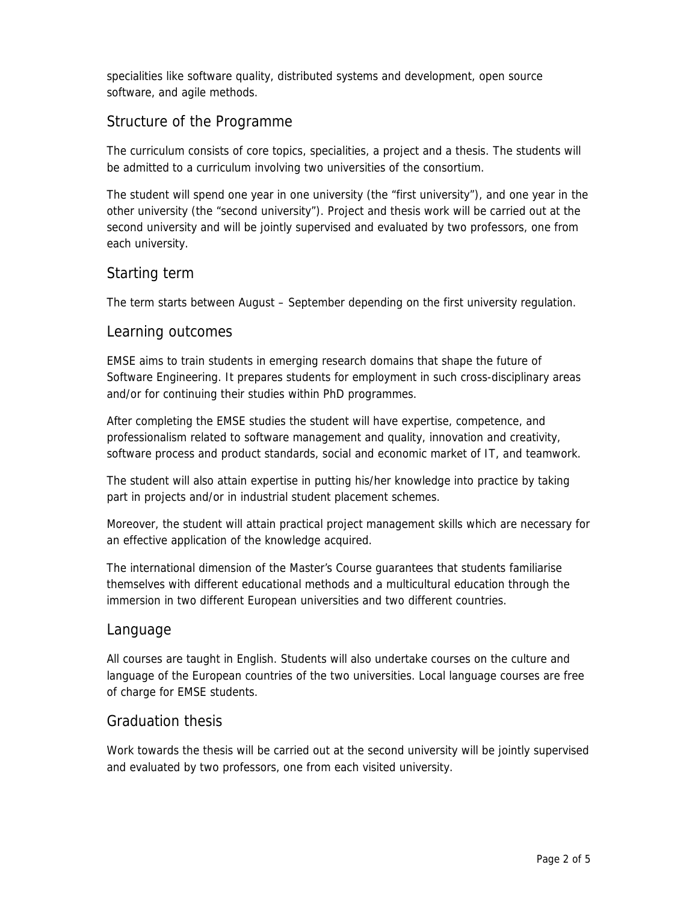specialities like software quality, distributed systems and development, open source software, and agile methods.

## Structure of the Programme

The curriculum consists of core topics, specialities, a project and a thesis. The students will be admitted to a curriculum involving two universities of the consortium.

The student will spend one year in one university (the "first university"), and one year in the other university (the "second university"). Project and thesis work will be carried out at the second university and will be jointly supervised and evaluated by two professors, one from each university.

## Starting term

The term starts between August – September depending on the first university regulation.

## Learning outcomes

EMSE aims to train students in emerging research domains that shape the future of Software Engineering. It prepares students for employment in such cross-disciplinary areas and/or for continuing their studies within PhD programmes.

After completing the EMSE studies the student will have expertise, competence, and professionalism related to software management and quality, innovation and creativity, software process and product standards, social and economic market of IT, and teamwork.

The student will also attain expertise in putting his/her knowledge into practice by taking part in projects and/or in industrial student placement schemes.

Moreover, the student will attain practical project management skills which are necessary for an effective application of the knowledge acquired.

The international dimension of the Master's Course guarantees that students familiarise themselves with different educational methods and a multicultural education through the immersion in two different European universities and two different countries.

## Language

All courses are taught in English. Students will also undertake courses on the culture and language of the European countries of the two universities. Local language courses are free of charge for EMSE students.

## Graduation thesis

Work towards the thesis will be carried out at the second university will be jointly supervised and evaluated by two professors, one from each visited university.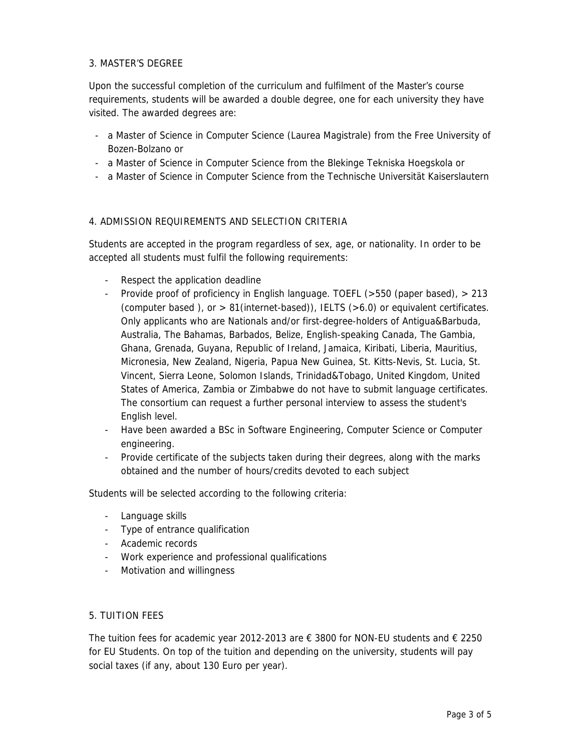## 3. MASTER'S DEGREE

Upon the successful completion of the curriculum and fulfilment of the Master's course requirements, students will be awarded a double degree, one for each university they have visited. The awarded degrees are:

- a Master of Science in Computer Science (Laurea Magistrale) from the Free University of Bozen-Bolzano or
- a Master of Science in Computer Science from the Blekinge Tekniska Hoegskola or
- a Master of Science in Computer Science from the Technische Universität Kaiserslautern

## 4. ADMISSION REQUIREMENTS AND SELECTION CRITERIA

Students are accepted in the program regardless of sex, age, or nationality. In order to be accepted all students must fulfil the following requirements:

- Respect the application deadline
- Provide proof of proficiency in English language. TOEFL (>550 (paper based), > 213 (computer based ), or > 81(internet-based)), IELTS (>6.0) or equivalent certificates. Only applicants who are Nationals and/or first-degree-holders of Antigua&Barbuda, Australia, The Bahamas, Barbados, Belize, English-speaking Canada, The Gambia, Ghana, Grenada, Guyana, Republic of Ireland, Jamaica, Kiribati, Liberia, Mauritius, Micronesia, New Zealand, Nigeria, Papua New Guinea, St. Kitts-Nevis, St. Lucia, St. Vincent, Sierra Leone, Solomon Islands, Trinidad&Tobago, United Kingdom, United States of America, Zambia or Zimbabwe do not have to submit language certificates. The consortium can request a further personal interview to assess the student's English level.
- Have been awarded a BSc in Software Engineering, Computer Science or Computer engineering.
- Provide certificate of the subjects taken during their degrees, along with the marks obtained and the number of hours/credits devoted to each subject

Students will be selected according to the following criteria:

- Language skills
- Type of entrance qualification
- Academic records
- Work experience and professional qualifications
- Motivation and willingness

## 5. TUITION FEES

The tuition fees for academic year 2012-2013 are € 3800 for NON-EU students and € 2250 for EU Students. On top of the tuition and depending on the university, students will pay social taxes (if any, about 130 Euro per year).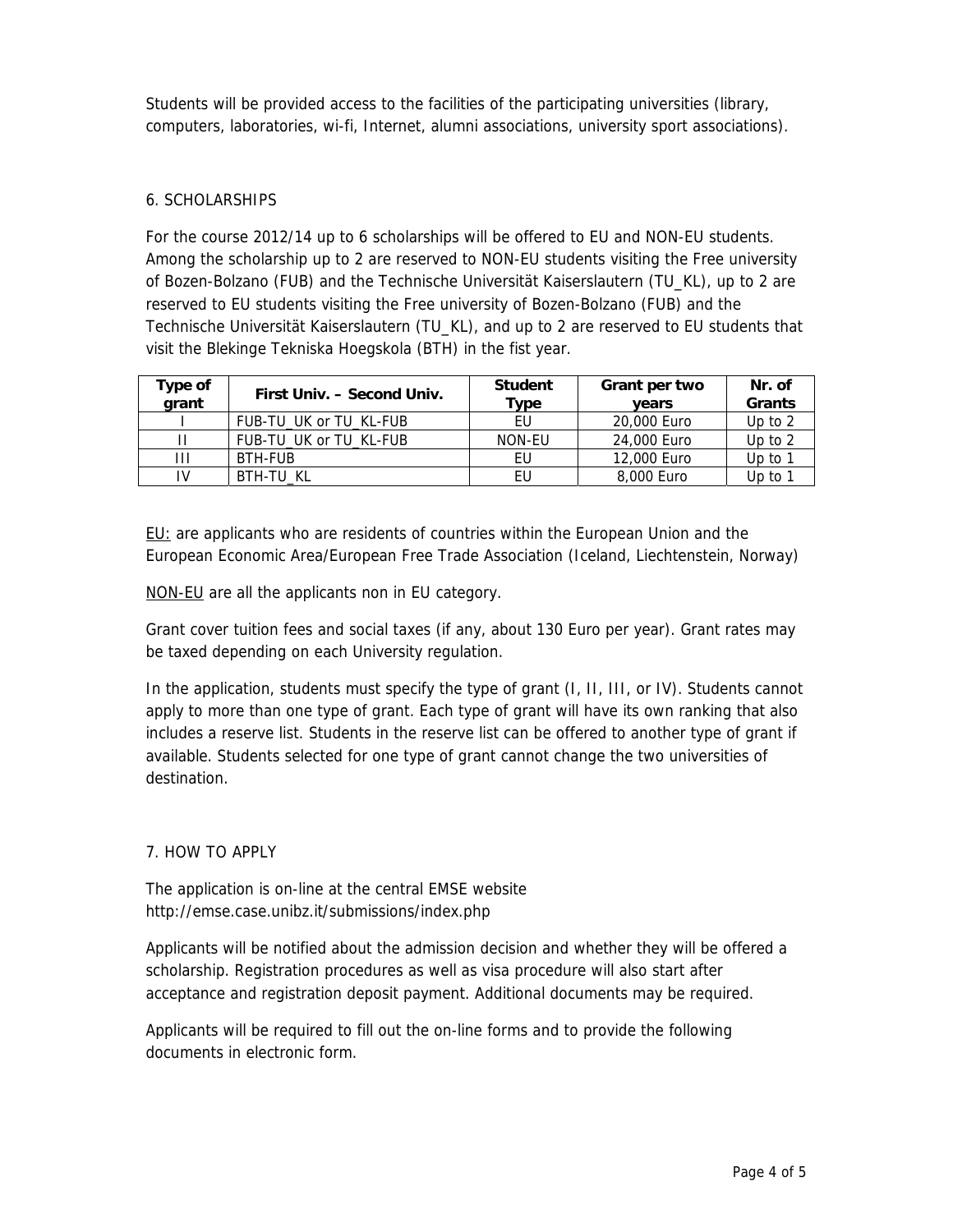Students will be provided access to the facilities of the participating universities (library, computers, laboratories, wi-fi, Internet, alumni associations, university sport associations).

## 6. SCHOLARSHIPS

For the course 2012/14 up to 6 scholarships will be offered to EU and NON-EU students. Among the scholarship up to 2 are reserved to NON-EU students visiting the Free university of Bozen-Bolzano (FUB) and the Technische Universität Kaiserslautern (TU_KL), up to 2 are reserved to EU students visiting the Free university of Bozen-Bolzano (FUB) and the Technische Universität Kaiserslautern (TU_KL), and up to 2 are reserved to EU students that visit the Blekinge Tekniska Hoegskola (BTH) in the fist year.

| Type of grant | First Univ. – Second Univ. | Student Type | Grant per two years | Nr. of Grants |
|---|---|---|---|---|
| I | FUB-TU_UK or TU_KL-FUB | EU | 20,000 Euro | Up to 2 |
| II | FUB-TU_UK or TU_KL-FUB | NON-EU | 24,000 Euro | Up to 2 |
| III | BTH-FUB | EU | 12,000 Euro | Up to 1 |
| IV | BTH-TU_KL | EU | 8,000 Euro | Up to 1 |

EU: are applicants who are residents of countries within the European Union and the European Economic Area/European Free Trade Association (Iceland, Liechtenstein, Norway)

NON-EU are all the applicants non in EU category.

Grant cover tuition fees and social taxes (if any, about 130 Euro per year). Grant rates may be taxed depending on each University regulation.

In the application, students must specify the type of grant (I, II, III, or IV). Students cannot apply to more than one type of grant. Each type of grant will have its own ranking that also includes a reserve list. Students in the reserve list can be offered to another type of grant if available. Students selected for one type of grant cannot change the two universities of destination.

## 7. HOW TO APPLY

The application is on-line at the central EMSE website
http://emse.case.unibz.it/submissions/index.php

Applicants will be notified about the admission decision and whether they will be offered a scholarship. Registration procedures as well as visa procedure will also start after acceptance and registration deposit payment. Additional documents may be required.

Applicants will be required to fill out the on-line forms and to provide the following documents in electronic form.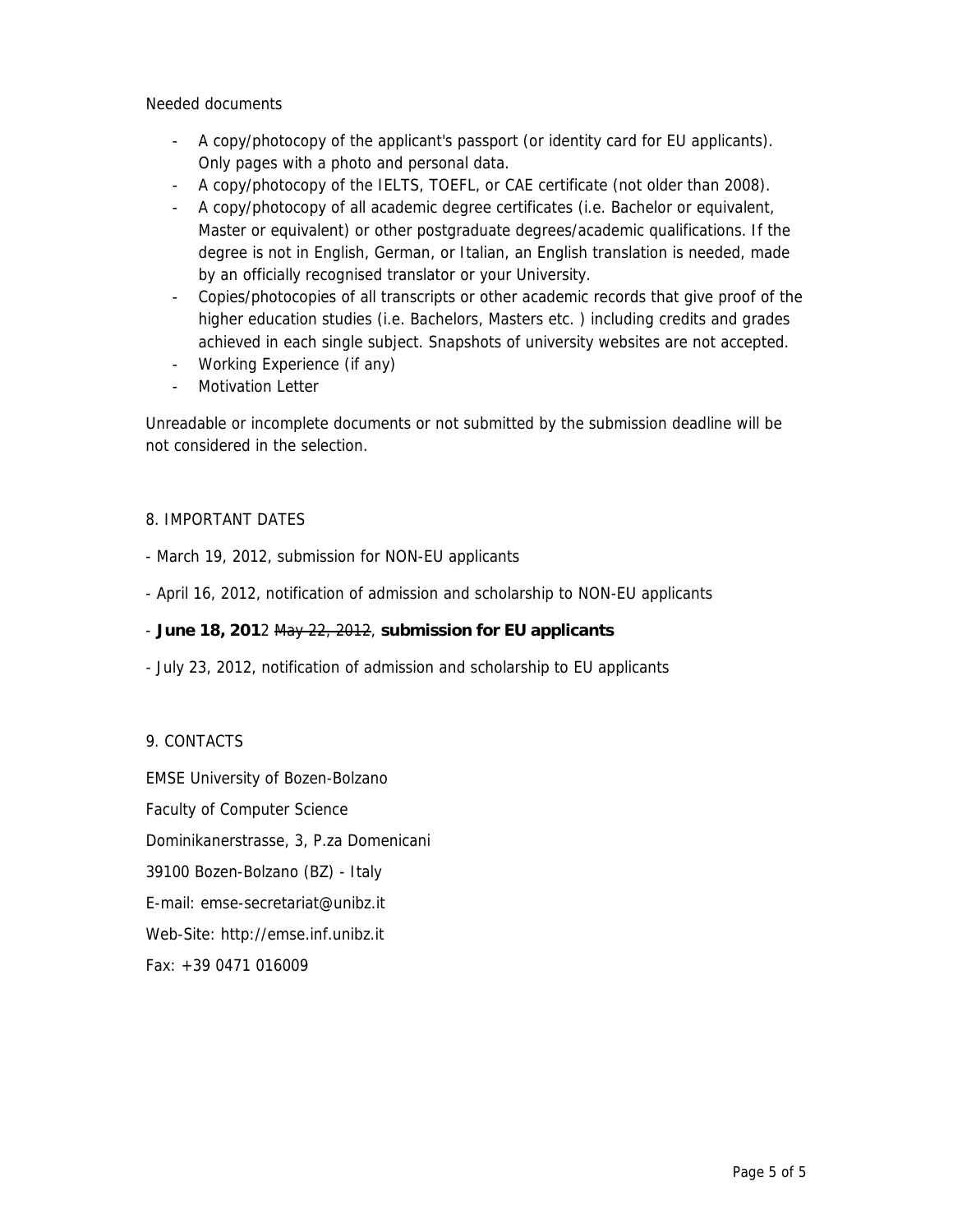Needed documents

- A copy/photocopy of the applicant's passport (or identity card for EU applicants). Only pages with a photo and personal data.
- A copy/photocopy of the IELTS, TOEFL, or CAE certificate (not older than 2008).
- A copy/photocopy of all academic degree certificates (i.e. Bachelor or equivalent, Master or equivalent) or other postgraduate degrees/academic qualifications. If the degree is not in English, German, or Italian, an English translation is needed, made by an officially recognised translator or your University.
- Copies/photocopies of all transcripts or other academic records that give proof of the higher education studies (i.e. Bachelors, Masters etc. ) including credits and grades achieved in each single subject. Snapshots of university websites are not accepted.
- Working Experience (if any)
- Motivation Letter

Unreadable or incomplete documents or not submitted by the submission deadline will be not considered in the selection.

8. IMPORTANT DATES

- March 19, 2012, submission for NON-EU applicants

- April 16, 2012, notification of admission and scholarship to NON-EU applicants

- **June 18, 201**2 ~~May 22, 2012~~, **submission for EU applicants**

- July 23, 2012, notification of admission and scholarship to EU applicants

9. CONTACTS

EMSE University of Bozen-Bolzano

Faculty of Computer Science

Dominikanerstrasse, 3, P.za Domenicani

39100 Bozen-Bolzano (BZ) - Italy

E-mail: emse-secretariat@unibz.it

Web-Site: http://emse.inf.unibz.it

Fax: +39 0471 016009